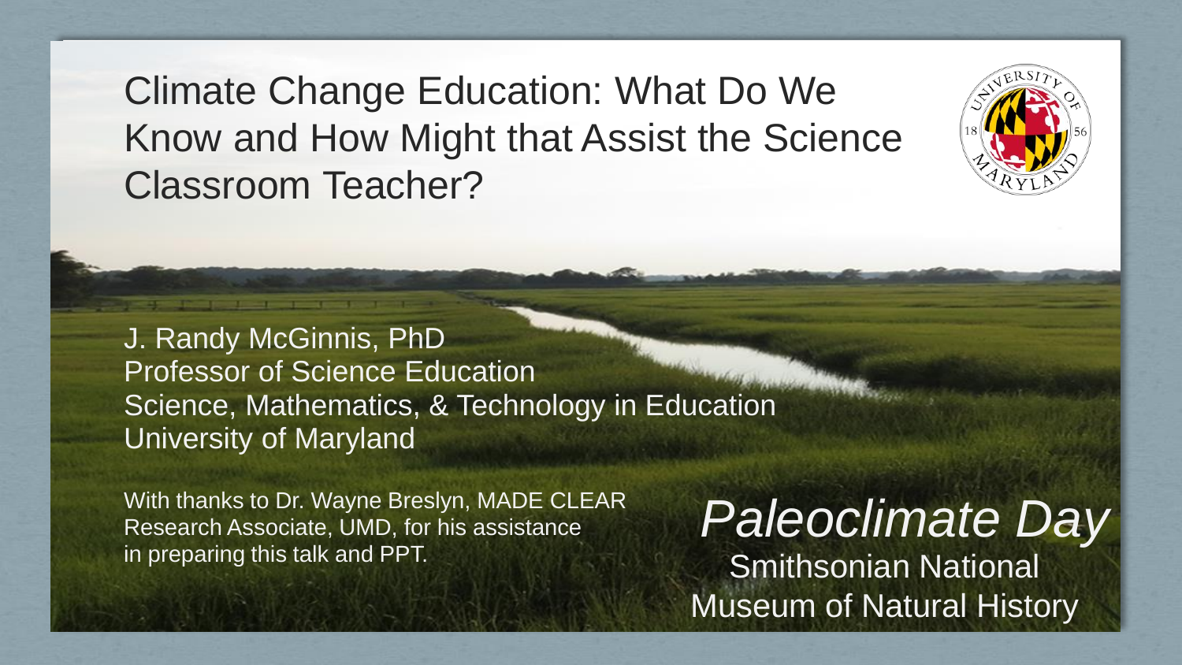# Climate Change Education: What Do We Know and How Might that Assist the Science Classroom Teacher?

J. Randy McGinnis, PhD
Professor of Science Education
Science, Mathematics, & Technology in Education
University of Maryland

With thanks to Dr. Wayne Breslyn, MADE CLEAR Research Associate, UMD, for his assistance in preparing this talk and PPT.

*Paleoclimate Day*
Smithsonian National Museum of Natural History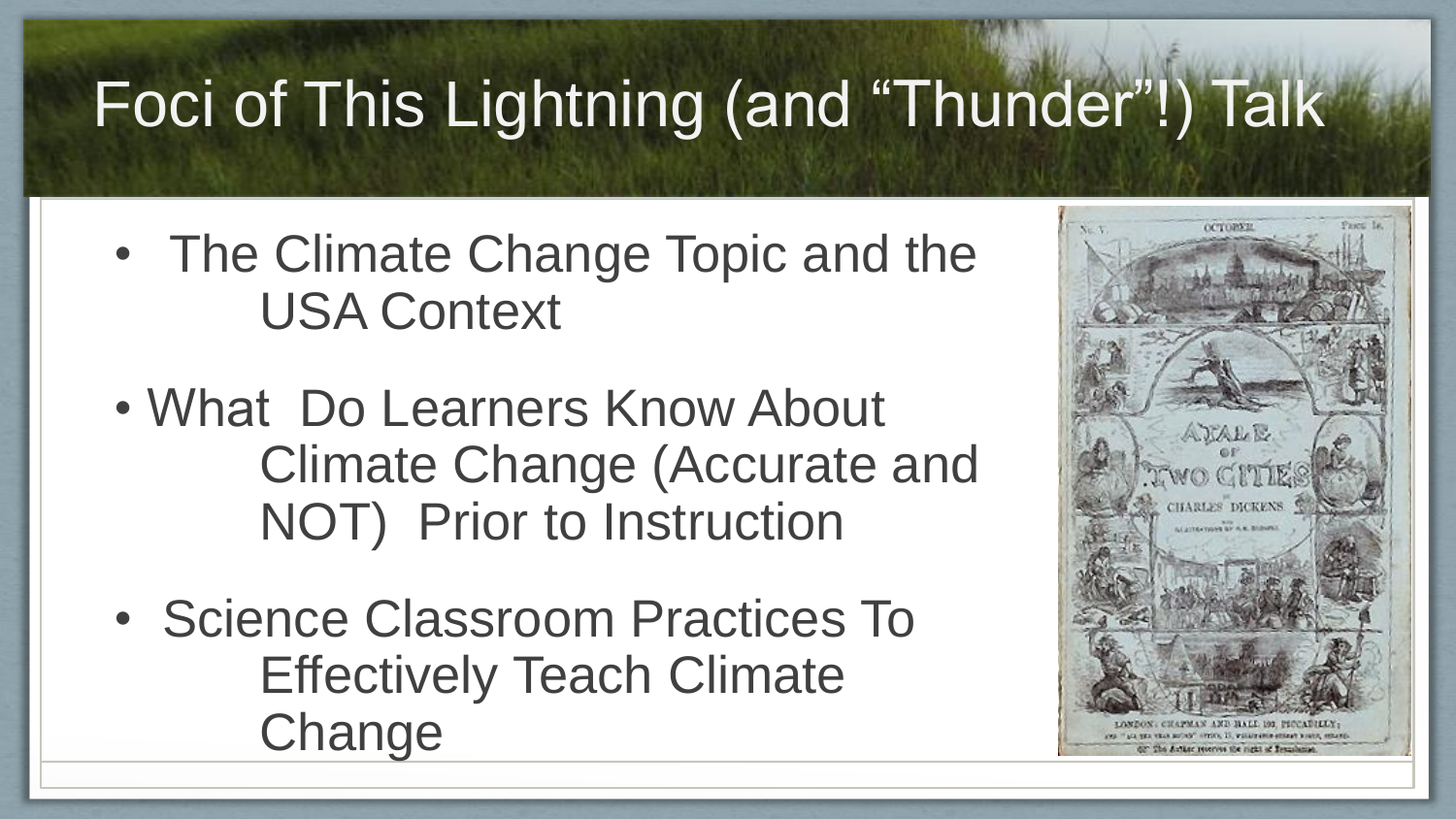# Foci of This Lightning (and "Thunder"!) Talk

- The Climate Change Topic and the USA Context
- What Do Learners Know About Climate Change (Accurate and NOT) Prior to Instruction
- Science Classroom Practices To Effectively Teach Climate Change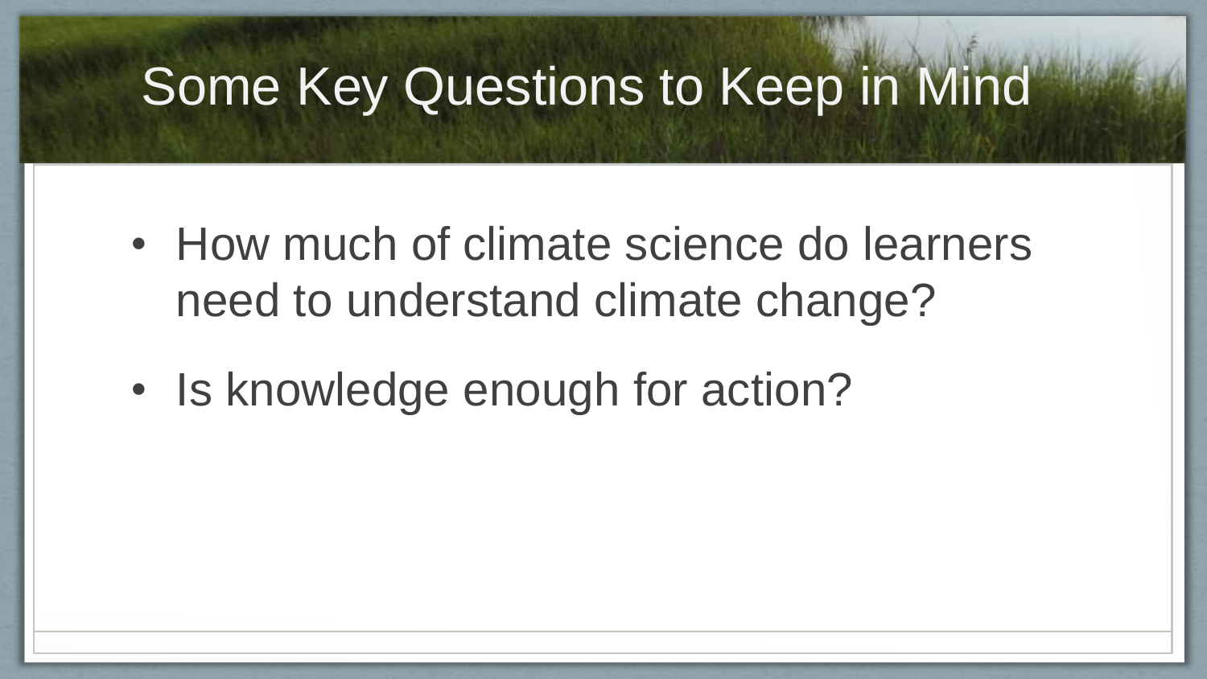# Some Key Questions to Keep in Mind

- How much of climate science do learners need to understand climate change?
- Is knowledge enough for action?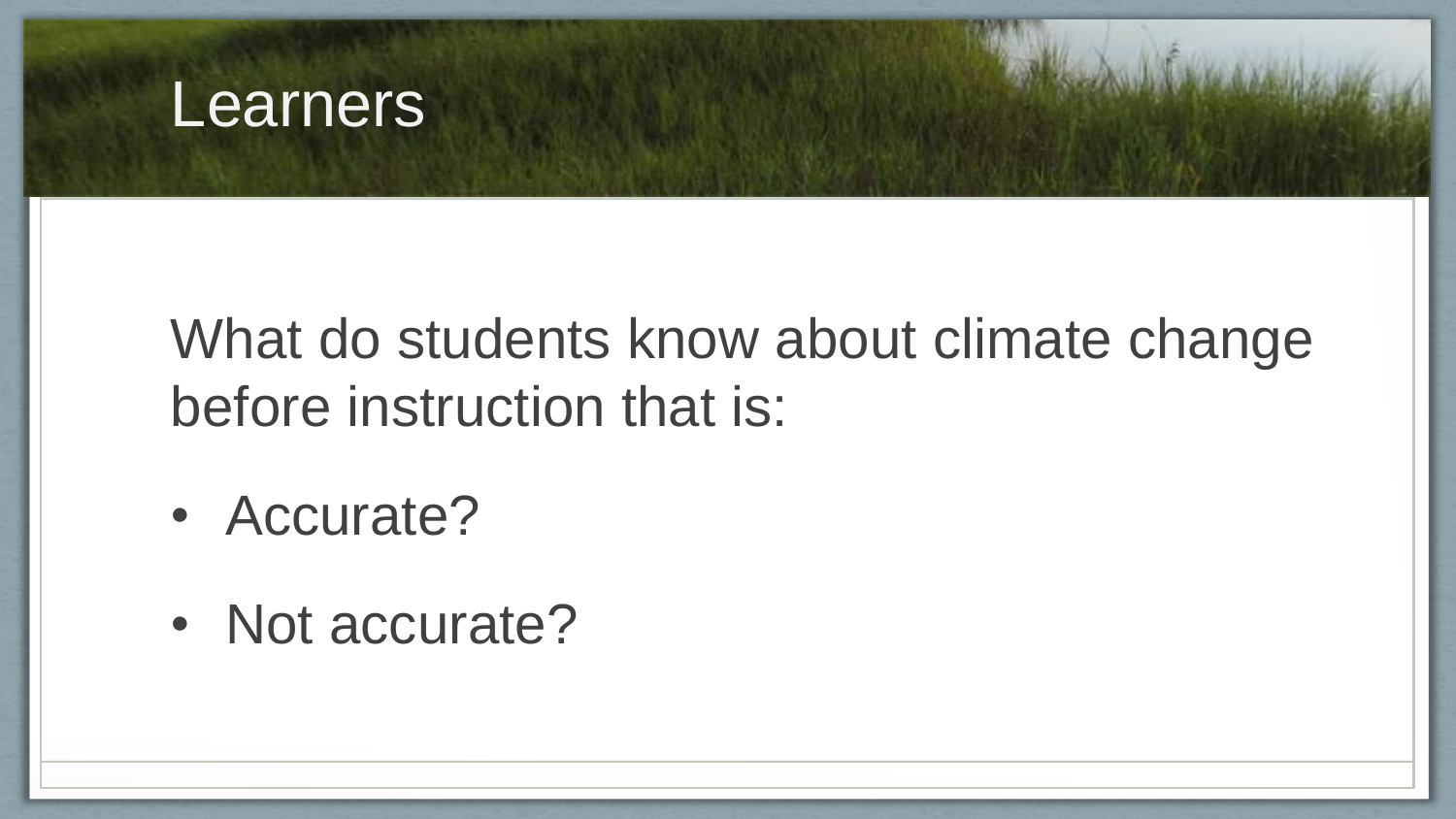# Learners

What do students know about climate change before instruction that is:

- Accurate?
- Not accurate?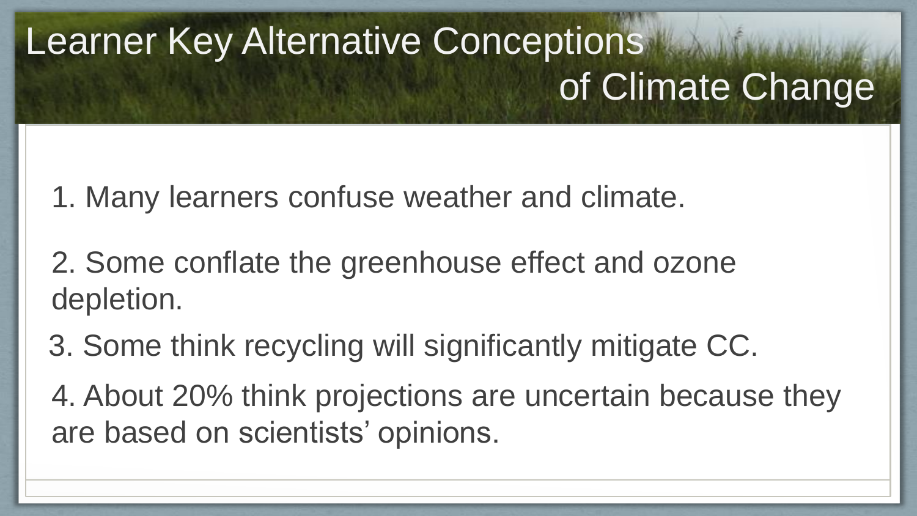# Learner Key Alternative Conceptions of Climate Change

1. Many learners confuse weather and climate.
2. Some conflate the greenhouse effect and ozone depletion.
3. Some think recycling will significantly mitigate CC.
4. About 20% think projections are uncertain because they are based on scientists' opinions.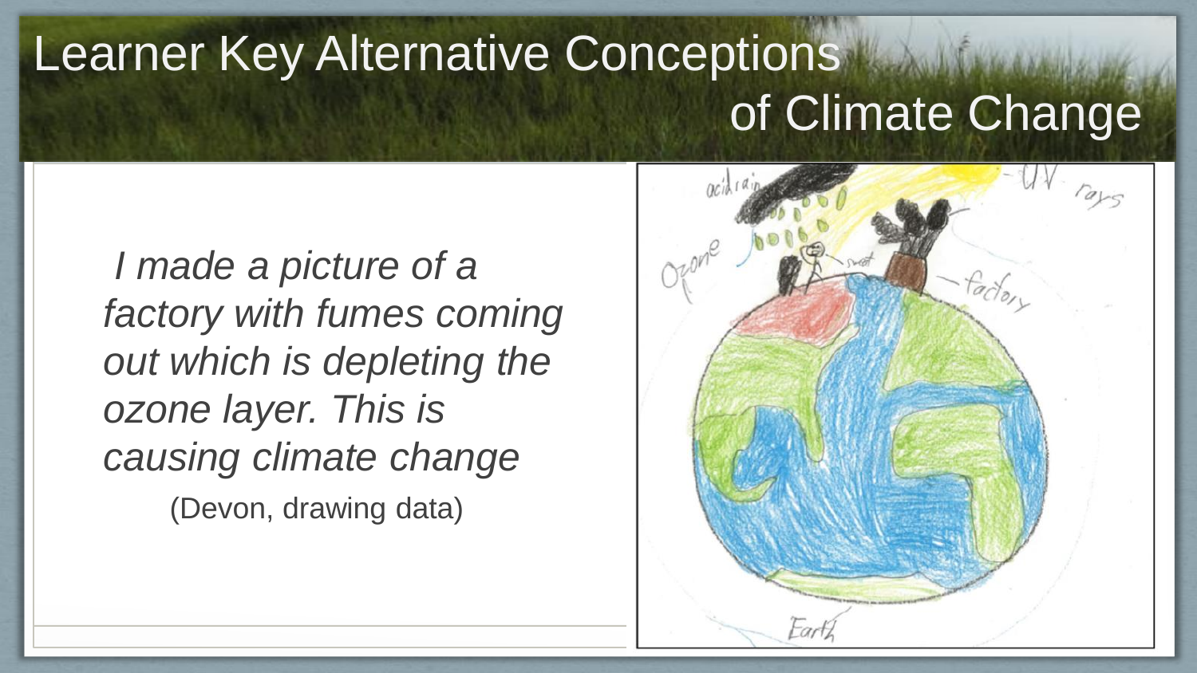# Learner Key Alternative Conceptions of Climate Change

*I made a picture of a factory with fumes coming out which is depleting the ozone layer. This is causing climate change*

(Devon, drawing data)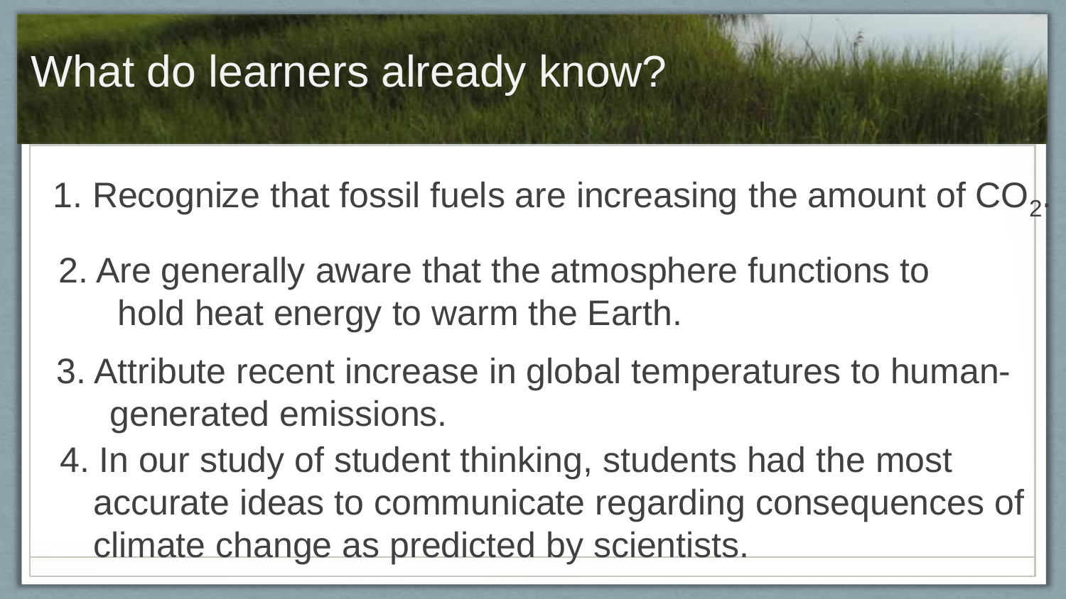# What do learners already know?

1. Recognize that fossil fuels are increasing the amount of $CO_2$.
2. Are generally aware that the atmosphere functions to hold heat energy to warm the Earth.
3. Attribute recent increase in global temperatures to human-generated emissions.
4. In our study of student thinking, students had the most accurate ideas to communicate regarding consequences of climate change as predicted by scientists.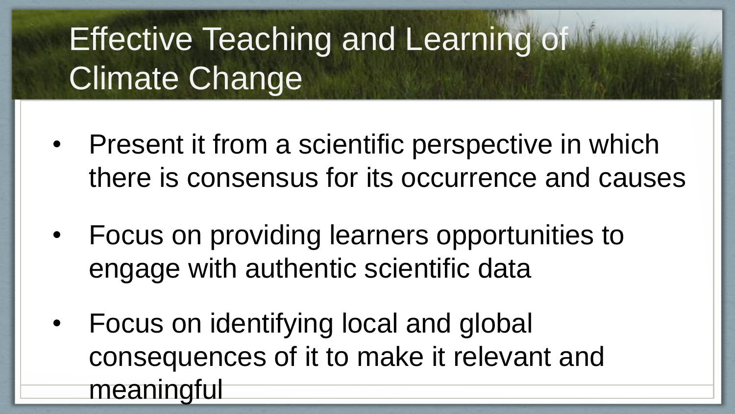# Effective Teaching and Learning of Climate Change

- Present it from a scientific perspective in which there is consensus for its occurrence and causes
- Focus on providing learners opportunities to engage with authentic scientific data
- Focus on identifying local and global consequences of it to make it relevant and meaningful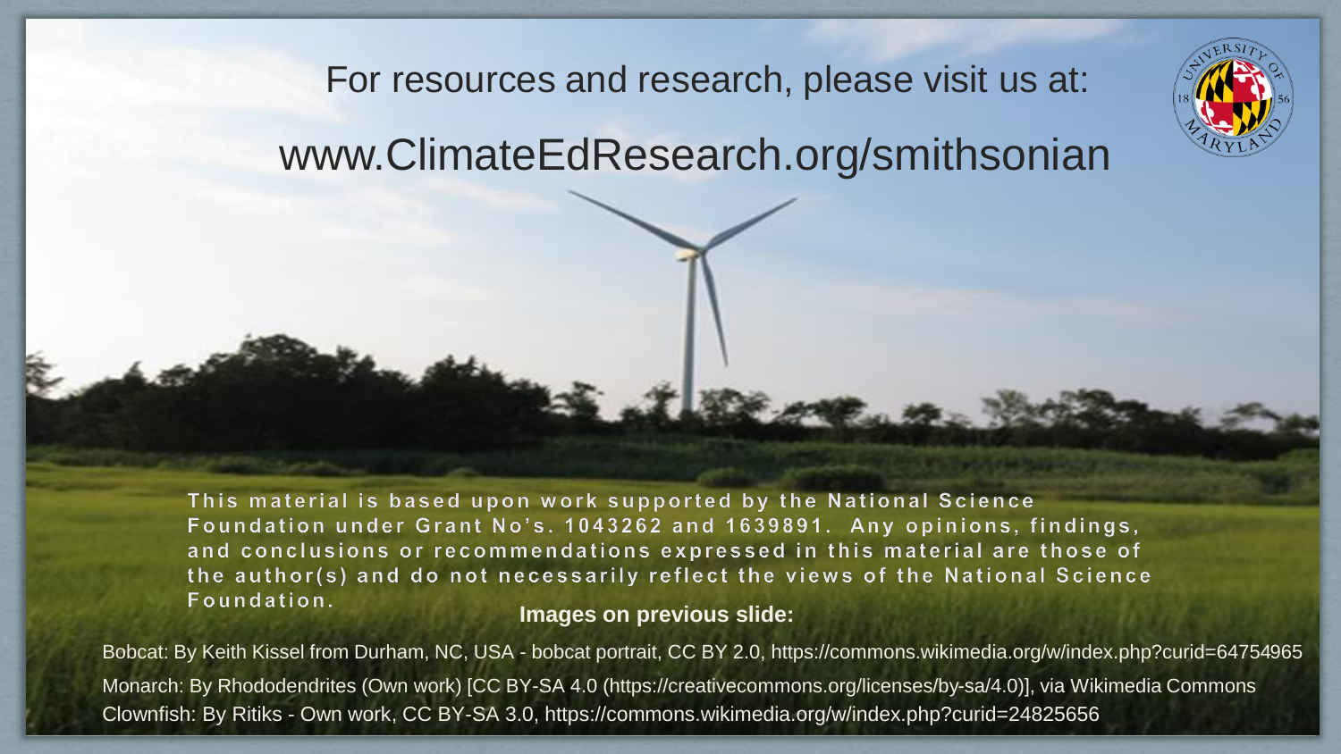For resources and research, please visit us at:

www.ClimateEdResearch.org/smithsonian

This material is based upon work supported by the National Science Foundation under Grant No's. 1043262 and 1639891. Any opinions, findings, and conclusions or recommendations expressed in this material are those of the author(s) and do not necessarily reflect the views of the National Science Foundation.

**Images on previous slide:**

Bobcat: By Keith Kissel from Durham, NC, USA - bobcat portrait, CC BY 2.0, https://commons.wikimedia.org/w/index.php?curid=64754965

Monarch: By Rhododendrites (Own work) [CC BY-SA 4.0 (https://creativecommons.org/licenses/by-sa/4.0)], via Wikimedia Commons

Clownfish: By Ritiks - Own work, CC BY-SA 3.0, https://commons.wikimedia.org/w/index.php?curid=24825656